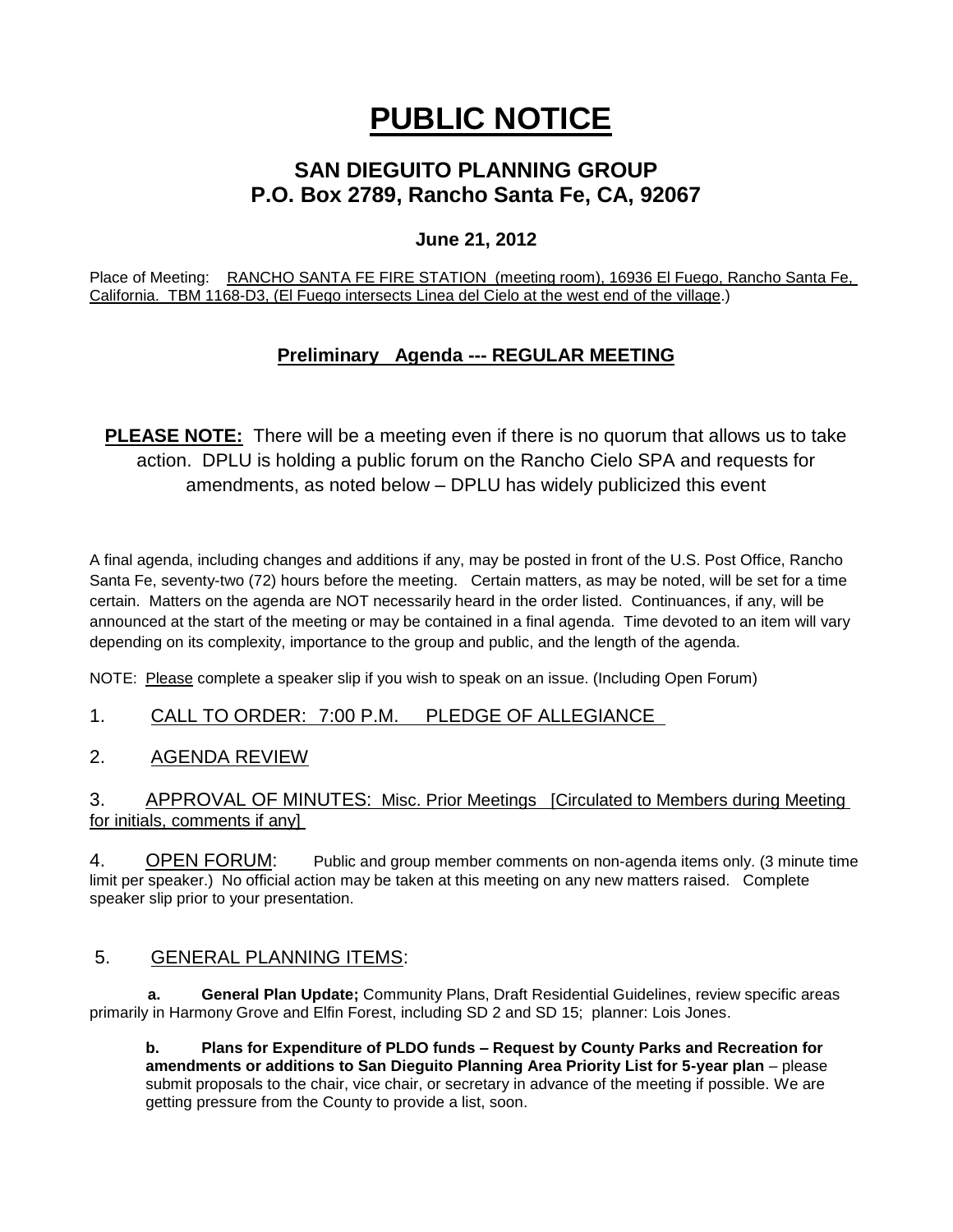# PUBLIC NOTICE

## SAN DIEGUITO PLANNING GROUP
## P.O. Box 2789, Rancho Santa Fe, CA, 92067

**June 21, 2012**

Place of Meeting: RANCHO SANTA FE FIRE STATION (meeting room), 16936 El Fuego, Rancho Santa Fe, California. TBM 1168-D3, (El Fuego intersects Linea del Cielo at the west end of the village.)

### Preliminary Agenda --- REGULAR MEETING

**PLEASE NOTE:** There will be a meeting even if there is no quorum that allows us to take action. DPLU is holding a public forum on the Rancho Cielo SPA and requests for amendments, as noted below – DPLU has widely publicized this event

A final agenda, including changes and additions if any, may be posted in front of the U.S. Post Office, Rancho Santa Fe, seventy-two (72) hours before the meeting. Certain matters, as may be noted, will be set for a time certain. Matters on the agenda are NOT necessarily heard in the order listed. Continuances, if any, will be announced at the start of the meeting or may be contained in a final agenda. Time devoted to an item will vary depending on its complexity, importance to the group and public, and the length of the agenda.

NOTE: Please complete a speaker slip if you wish to speak on an issue. (Including Open Forum)

1. CALL TO ORDER: 7:00 P.M. PLEDGE OF ALLEGIANCE

2. AGENDA REVIEW

3. APPROVAL OF MINUTES: Misc. Prior Meetings [Circulated to Members during Meeting for initials, comments if any]

4. OPEN FORUM: Public and group member comments on non-agenda items only. (3 minute time limit per speaker.) No official action may be taken at this meeting on any new matters raised. Complete speaker slip prior to your presentation.

5. GENERAL PLANNING ITEMS:

   **a. General Plan Update;** Community Plans, Draft Residential Guidelines, review specific areas primarily in Harmony Grove and Elfin Forest, including SD 2 and SD 15; planner: Lois Jones.

   **b. Plans for Expenditure of PLDO funds – Request by County Parks and Recreation for amendments or additions to San Dieguito Planning Area Priority List for 5-year plan** – please submit proposals to the chair, vice chair, or secretary in advance of the meeting if possible. We are getting pressure from the County to provide a list, soon.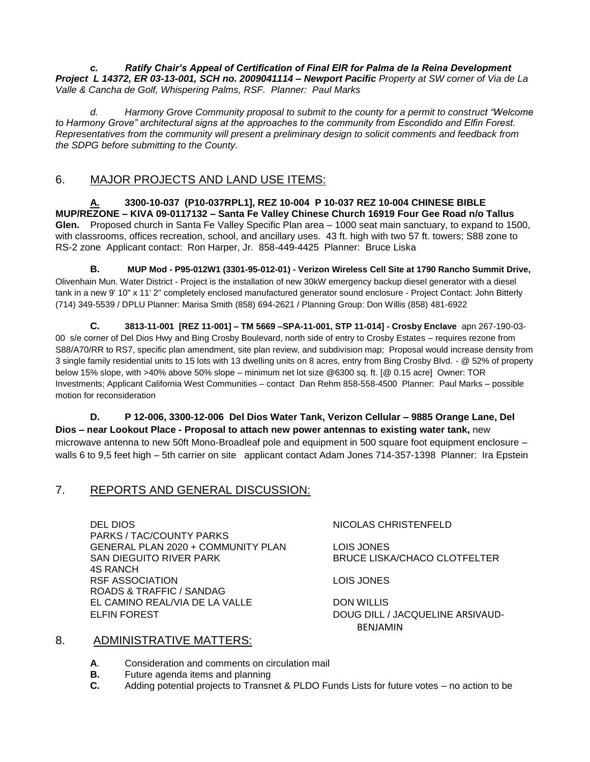*c. Ratify Chair's Appeal of Certification of Final EIR for Palma de la Reina Development Project L 14372, ER 03-13-001, SCH no. 2009041114 – Newport Pacific Property at SW corner of Via de La Valle & Cancha de Golf, Whispering Palms, RSF. Planner: Paul Marks*

*d. Harmony Grove Community proposal to submit to the county for a permit to construct "Welcome to Harmony Grove" architectural signs at the approaches to the community from Escondido and Elfin Forest. Representatives from the community will present a preliminary design to solicit comments and feedback from the SDPG before submitting to the County.*

## 6. MAJOR PROJECTS AND LAND USE ITEMS:

**A. 3300-10-037 (P10-037RPL1], REZ 10-004 P 10-037 REZ 10-004 CHINESE BIBLE MUP/REZONE – KIVA 09-0117132 – Santa Fe Valley Chinese Church 16919 Four Gee Road n/o Tallus Glen.** Proposed church in Santa Fe Valley Specific Plan area – 1000 seat main sanctuary, to expand to 1500, with classrooms, offices recreation, school, and ancillary uses. 43 ft. high with two 57 ft. towers; S88 zone to RS-2 zone Applicant contact: Ron Harper, Jr. 858-449-4425 Planner: Bruce Liska

**B. MUP Mod - P95-012W1 (3301-95-012-01) - Verizon Wireless Cell Site at 1790 Rancho Summit Drive,** Olivenhain Mun. Water District - Project is the installation of new 30kW emergency backup diesel generator with a diesel tank in a new 9' 10" x 11' 2" completely enclosed manufactured generator sound enclosure - Project Contact: John Bitterly (714) 349-5539 / DPLU Planner: Marisa Smith (858) 694-2621 / Planning Group: Don Willis (858) 481-6922

**C. 3813-11-001 [REZ 11-001] – TM 5669 –SPA-11-001, STP 11-014] - Crosby Enclave** apn 267-190-03-00 s/e corner of Del Dios Hwy and Bing Crosby Boulevard, north side of entry to Crosby Estates – requires rezone from S88/A70/RR to RS7, specific plan amendment, site plan review, and subdivision map; Proposal would increase density from 3 single family residential units to 15 lots with 13 dwelling units on 8 acres, entry from Bing Crosby Blvd. - @ 52% of property below 15% slope, with >40% above 50% slope – minimum net lot size @6300 sq. ft. [@ 0.15 acre] Owner: TOR Investments; Applicant California West Communities – contact Dan Rehm 858-558-4500 Planner: Paul Marks – possible motion for reconsideration

**D. P 12-006, 3300-12-006 Del Dios Water Tank, Verizon Cellular – 9885 Orange Lane, Del Dios – near Lookout Place - Proposal to attach new power antennas to existing water tank,** new microwave antenna to new 50ft Mono-Broadleaf pole and equipment in 500 square foot equipment enclosure – walls 6 to 9,5 feet high – 5th carrier on site applicant contact Adam Jones 714-357-1398 Planner: Ira Epstein

## 7. REPORTS AND GENERAL DISCUSSION:

| | |
|---|---|
| DEL DIOS | NICOLAS CHRISTENFELD |
| PARKS / TAC/COUNTY PARKS | |
| GENERAL PLAN 2020 + COMMUNITY PLAN | LOIS JONES |
| SAN DIEGUITO RIVER PARK | BRUCE LISKA/CHACO CLOTFELTER |
| 4S RANCH | |
| RSF ASSOCIATION | LOIS JONES |
| ROADS & TRAFFIC / SANDAG | |
| EL CAMINO REAL/VIA DE LA VALLE | DON WILLIS |
| ELFIN FOREST | DOUG DILL / JACQUELINE ARSIVAUD-BENJAMIN |

## 8. ADMINISTRATIVE MATTERS:

**A**. Consideration and comments on circulation mail

**B.** Future agenda items and planning

**C.** Adding potential projects to Transnet & PLDO Funds Lists for future votes – no action to be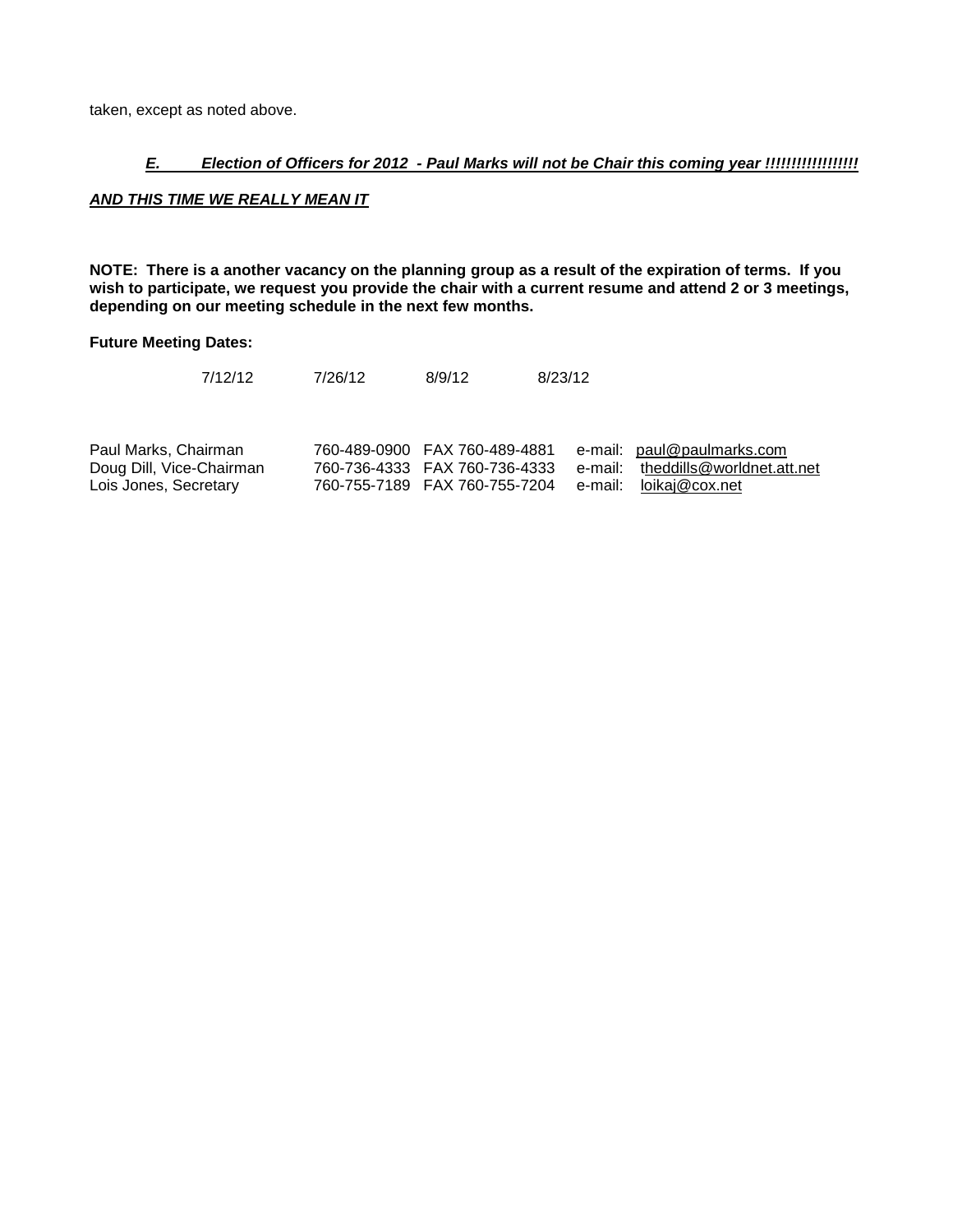taken, except as noted above.

***E. Election of Officers for 2012 - Paul Marks will not be Chair this coming year !!!!!!!!!!!!!!!!!***

***AND THIS TIME WE REALLY MEAN IT***

**NOTE: There is a another vacancy on the planning group as a result of the expiration of terms. If you wish to participate, we request you provide the chair with a current resume and attend 2 or 3 meetings, depending on our meeting schedule in the next few months.**

**Future Meeting Dates:**

7/12/12 7/26/12 8/9/12 8/23/12

| | | | |
|---|---|---|---|
| Paul Marks, Chairman | 760-489-0900 | FAX 760-489-4881 | e-mail: paul@paulmarks.com |
| Doug Dill, Vice-Chairman | 760-736-4333 | FAX 760-736-4333 | e-mail: theddills@worldnet.att.net |
| Lois Jones, Secretary | 760-755-7189 | FAX 760-755-7204 | e-mail: loikaj@cox.net |